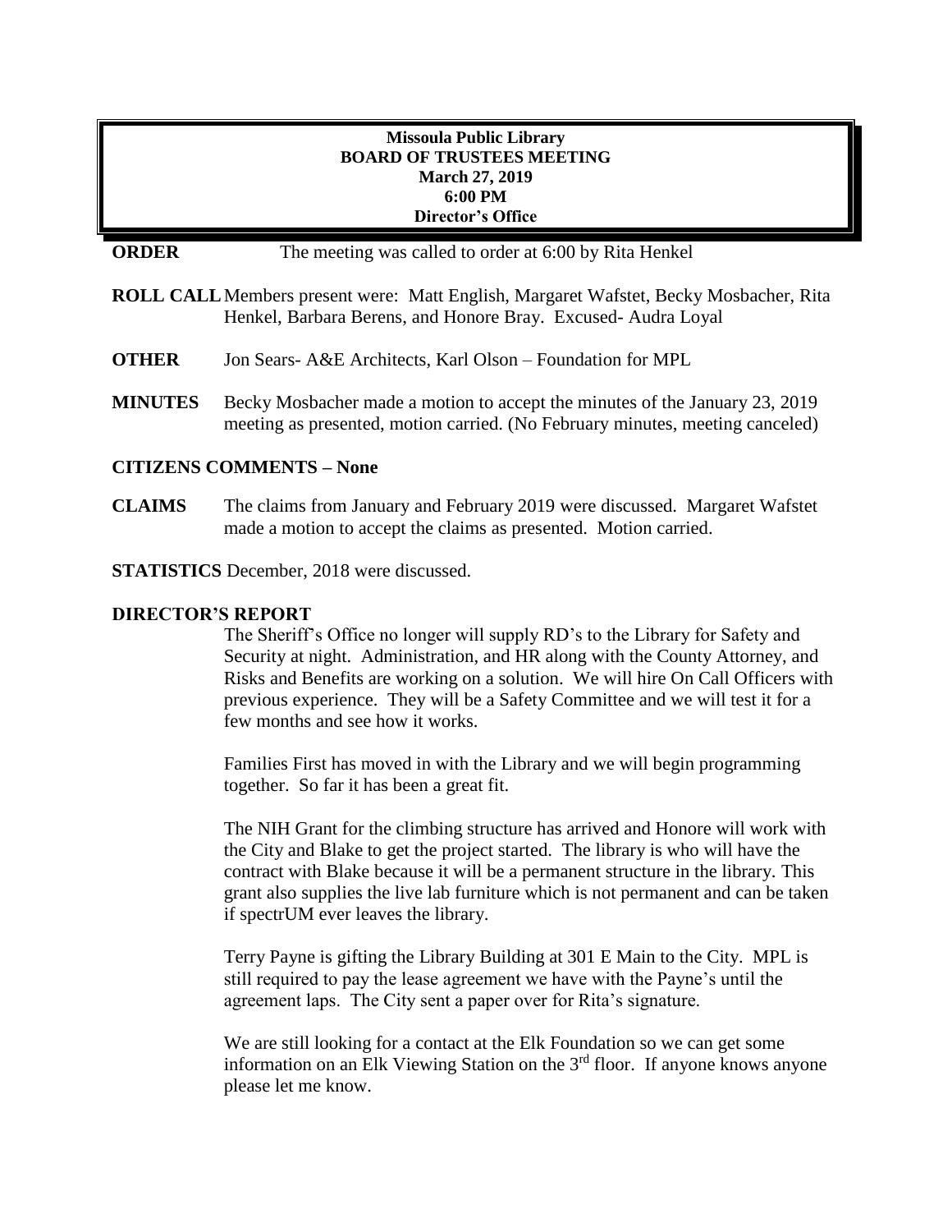**Missoula Public Library**
**BOARD OF TRUSTEES MEETING**
**March 27, 2019**
**6:00 PM**
**Director's Office**

**ORDER** The meeting was called to order at 6:00 by Rita Henkel

**ROLL CALL** Members present were: Matt English, Margaret Wafstet, Becky Mosbacher, Rita Henkel, Barbara Berens, and Honore Bray. Excused- Audra Loyal

**OTHER** Jon Sears- A&E Architects, Karl Olson – Foundation for MPL

**MINUTES** Becky Mosbacher made a motion to accept the minutes of the January 23, 2019 meeting as presented, motion carried. (No February minutes, meeting canceled)

**CITIZENS COMMENTS – None**

**CLAIMS** The claims from January and February 2019 were discussed. Margaret Wafstet made a motion to accept the claims as presented. Motion carried.

**STATISTICS** December, 2018 were discussed.

**DIRECTOR'S REPORT**

The Sheriff's Office no longer will supply RD's to the Library for Safety and Security at night. Administration, and HR along with the County Attorney, and Risks and Benefits are working on a solution. We will hire On Call Officers with previous experience. They will be a Safety Committee and we will test it for a few months and see how it works.

Families First has moved in with the Library and we will begin programming together. So far it has been a great fit.

The NIH Grant for the climbing structure has arrived and Honore will work with the City and Blake to get the project started. The library is who will have the contract with Blake because it will be a permanent structure in the library. This grant also supplies the live lab furniture which is not permanent and can be taken if spectrUM ever leaves the library.

Terry Payne is gifting the Library Building at 301 E Main to the City. MPL is still required to pay the lease agreement we have with the Payne's until the agreement laps. The City sent a paper over for Rita's signature.

We are still looking for a contact at the Elk Foundation so we can get some information on an Elk Viewing Station on the 3rd floor. If anyone knows anyone please let me know.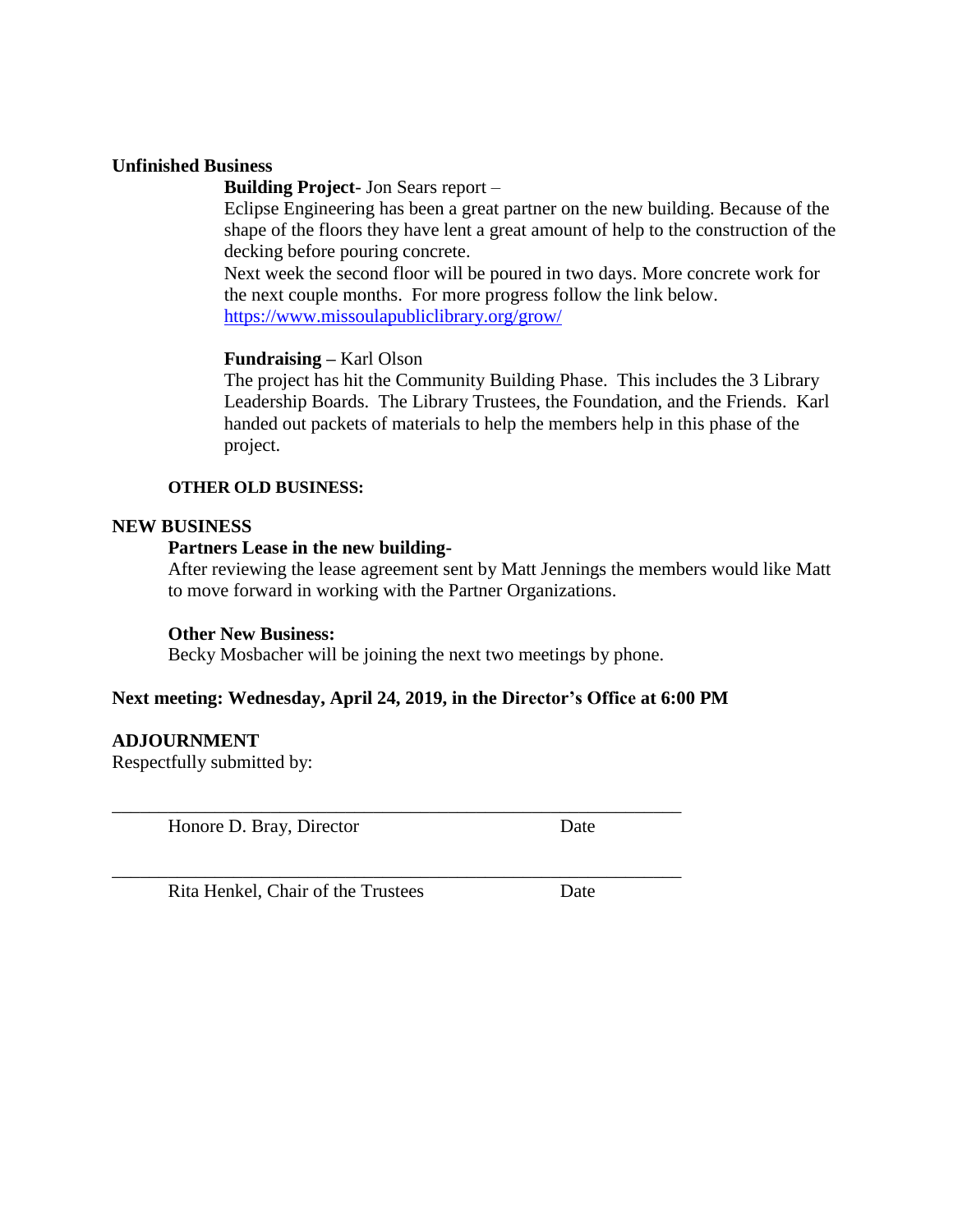**Unfinished Business**

**Building Project**- Jon Sears report –

Eclipse Engineering has been a great partner on the new building. Because of the shape of the floors they have lent a great amount of help to the construction of the decking before pouring concrete.

Next week the second floor will be poured in two days. More concrete work for the next couple months. For more progress follow the link below.
https://www.missoulapubliclibrary.org/grow/

**Fundraising –** Karl Olson

The project has hit the Community Building Phase. This includes the 3 Library Leadership Boards. The Library Trustees, the Foundation, and the Friends. Karl handed out packets of materials to help the members help in this phase of the project.

**OTHER OLD BUSINESS:**

**NEW BUSINESS**

**Partners Lease in the new building-**

After reviewing the lease agreement sent by Matt Jennings the members would like Matt to move forward in working with the Partner Organizations.

**Other New Business:**

Becky Mosbacher will be joining the next two meetings by phone.

**Next meeting: Wednesday, April 24, 2019, in the Director's Office at 6:00 PM**

**ADJOURNMENT**

Respectfully submitted by:

\_\_\_\_\_\_\_\_\_\_\_\_\_\_\_\_\_\_\_\_\_\_\_\_\_\_\_\_\_\_\_\_\_\_\_\_\_\_\_\_\_\_\_\_\_\_\_\_\_\_\_\_\_\_\_\_

Honore D. Bray, Director          Date

\_\_\_\_\_\_\_\_\_\_\_\_\_\_\_\_\_\_\_\_\_\_\_\_\_\_\_\_\_\_\_\_\_\_\_\_\_\_\_\_\_\_\_\_\_\_\_\_\_\_\_\_\_\_\_\_

Rita Henkel, Chair of the Trustees          Date